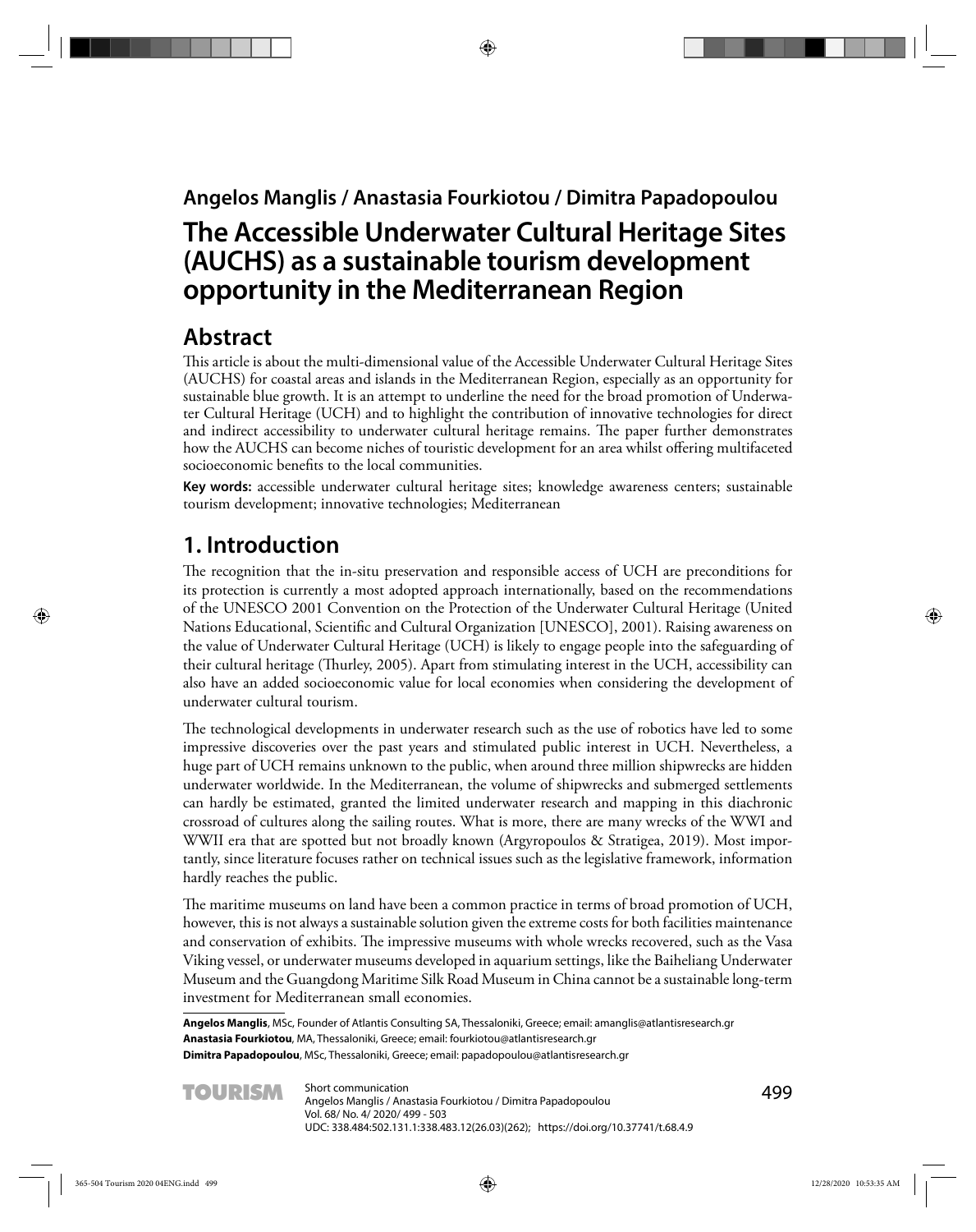**Angelos Manglis / Anastasia Fourkiotou / Dimitra Papadopoulou**

# The Accessible Underwater Cultural Heritage Sites (AUCHS) as a sustainable tourism development opportunity in the Mediterranean Region

## Abstract

This article is about the multi-dimensional value of the Accessible Underwater Cultural Heritage Sites (AUCHS) for coastal areas and islands in the Mediterranean Region, especially as an opportunity for sustainable blue growth. It is an attempt to underline the need for the broad promotion of Underwater Cultural Heritage (UCH) and to highlight the contribution of innovative technologies for direct and indirect accessibility to underwater cultural heritage remains. The paper further demonstrates how the AUCHS can become niches of touristic development for an area whilst offering multifaceted socioeconomic benefits to the local communities.

**Key words:** accessible underwater cultural heritage sites; knowledge awareness centers; sustainable tourism development; innovative technologies; Mediterranean

## 1. Introduction

The recognition that the in-situ preservation and responsible access of UCH are preconditions for its protection is currently a most adopted approach internationally, based on the recommendations of the UNESCO 2001 Convention on the Protection of the Underwater Cultural Heritage (United Nations Educational, Scientific and Cultural Organization [UNESCO], 2001). Raising awareness on the value of Underwater Cultural Heritage (UCH) is likely to engage people into the safeguarding of their cultural heritage (Thurley, 2005). Apart from stimulating interest in the UCH, accessibility can also have an added socioeconomic value for local economies when considering the development of underwater cultural tourism.

The technological developments in underwater research such as the use of robotics have led to some impressive discoveries over the past years and stimulated public interest in UCH. Nevertheless, a huge part of UCH remains unknown to the public, when around three million shipwrecks are hidden underwater worldwide. In the Mediterranean, the volume of shipwrecks and submerged settlements can hardly be estimated, granted the limited underwater research and mapping in this diachronic crossroad of cultures along the sailing routes. What is more, there are many wrecks of the WWI and WWII era that are spotted but not broadly known (Argyropoulos & Stratigea, 2019). Most importantly, since literature focuses rather on technical issues such as the legislative framework, information hardly reaches the public.

The maritime museums on land have been a common practice in terms of broad promotion of UCH, however, this is not always a sustainable solution given the extreme costs for both facilities maintenance and conservation of exhibits. The impressive museums with whole wrecks recovered, such as the Vasa Viking vessel, or underwater museums developed in aquarium settings, like the Baiheliang Underwater Museum and the Guangdong Maritime Silk Road Museum in China cannot be a sustainable long-term investment for Mediterranean small economies.

**Angelos Manglis**, MSc, Founder of Atlantis Consulting SA, Thessaloniki, Greece; email: amanglis@atlantisresearch.gr
**Anastasia Fourkiotou**, MA, Thessaloniki, Greece; email: fourkiotou@atlantisresearch.gr
**Dimitra Papadopoulou**, MSc, Thessaloniki, Greece; email: papadopoulou@atlantisresearch.gr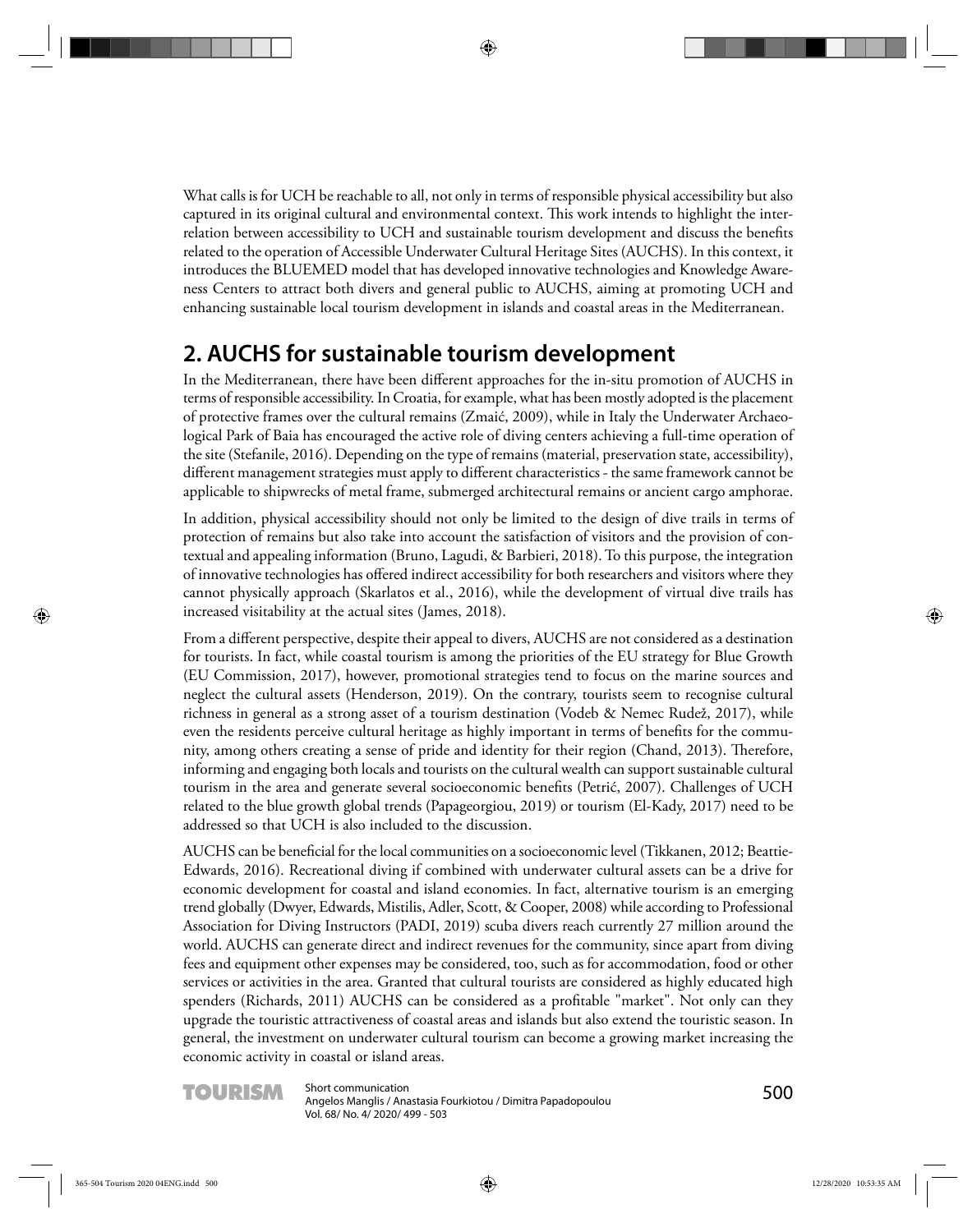What calls is for UCH be reachable to all, not only in terms of responsible physical accessibility but also captured in its original cultural and environmental context. This work intends to highlight the interrelation between accessibility to UCH and sustainable tourism development and discuss the benefits related to the operation of Accessible Underwater Cultural Heritage Sites (AUCHS). In this context, it introduces the BLUEMED model that has developed innovative technologies and Knowledge Awareness Centers to attract both divers and general public to AUCHS, aiming at promoting UCH and enhancing sustainable local tourism development in islands and coastal areas in the Mediterranean.

## 2. AUCHS for sustainable tourism development

In the Mediterranean, there have been different approaches for the in-situ promotion of AUCHS in terms of responsible accessibility. In Croatia, for example, what has been mostly adopted is the placement of protective frames over the cultural remains (Zmaić, 2009), while in Italy the Underwater Archaeological Park of Baia has encouraged the active role of diving centers achieving a full-time operation of the site (Stefanile, 2016). Depending on the type of remains (material, preservation state, accessibility), different management strategies must apply to different characteristics - the same framework cannot be applicable to shipwrecks of metal frame, submerged architectural remains or ancient cargo amphorae.

In addition, physical accessibility should not only be limited to the design of dive trails in terms of protection of remains but also take into account the satisfaction of visitors and the provision of contextual and appealing information (Bruno, Lagudi, & Barbieri, 2018). To this purpose, the integration of innovative technologies has offered indirect accessibility for both researchers and visitors where they cannot physically approach (Skarlatos et al., 2016), while the development of virtual dive trails has increased visitability at the actual sites (James, 2018).

From a different perspective, despite their appeal to divers, AUCHS are not considered as a destination for tourists. In fact, while coastal tourism is among the priorities of the EU strategy for Blue Growth (EU Commission, 2017), however, promotional strategies tend to focus on the marine sources and neglect the cultural assets (Henderson, 2019). On the contrary, tourists seem to recognise cultural richness in general as a strong asset of a tourism destination (Vodeb & Nemec Rudež, 2017), while even the residents perceive cultural heritage as highly important in terms of benefits for the community, among others creating a sense of pride and identity for their region (Chand, 2013). Therefore, informing and engaging both locals and tourists on the cultural wealth can support sustainable cultural tourism in the area and generate several socioeconomic benefits (Petrić, 2007). Challenges of UCH related to the blue growth global trends (Papageorgiou, 2019) or tourism (El-Kady, 2017) need to be addressed so that UCH is also included to the discussion.

AUCHS can be beneficial for the local communities on a socioeconomic level (Tikkanen, 2012; Beattie-Edwards, 2016). Recreational diving if combined with underwater cultural assets can be a drive for economic development for coastal and island economies. In fact, alternative tourism is an emerging trend globally (Dwyer, Edwards, Mistilis, Adler, Scott, & Cooper, 2008) while according to Professional Association for Diving Instructors (PADI, 2019) scuba divers reach currently 27 million around the world. AUCHS can generate direct and indirect revenues for the community, since apart from diving fees and equipment other expenses may be considered, too, such as for accommodation, food or other services or activities in the area. Granted that cultural tourists are considered as highly educated high spenders (Richards, 2011) AUCHS can be considered as a profitable "market". Not only can they upgrade the touristic attractiveness of coastal areas and islands but also extend the touristic season. In general, the investment on underwater cultural tourism can become a growing market increasing the economic activity in coastal or island areas.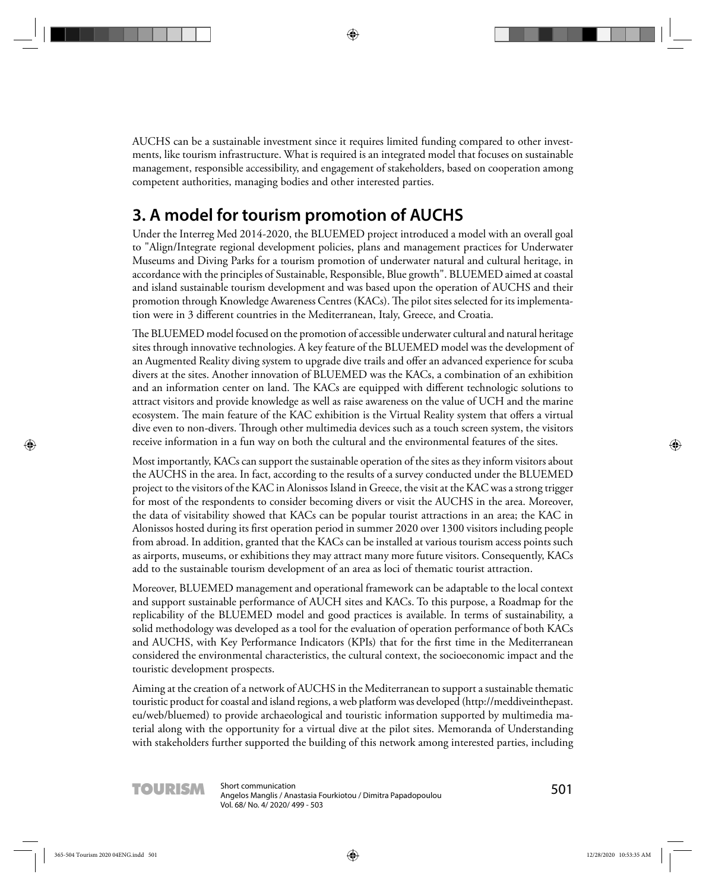AUCHS can be a sustainable investment since it requires limited funding compared to other investments, like tourism infrastructure. What is required is an integrated model that focuses on sustainable management, responsible accessibility, and engagement of stakeholders, based on cooperation among competent authorities, managing bodies and other interested parties.

## 3. A model for tourism promotion of AUCHS

Under the Interreg Med 2014-2020, the BLUEMED project introduced a model with an overall goal to "Align/Integrate regional development policies, plans and management practices for Underwater Museums and Diving Parks for a tourism promotion of underwater natural and cultural heritage, in accordance with the principles of Sustainable, Responsible, Blue growth". BLUEMED aimed at coastal and island sustainable tourism development and was based upon the operation of AUCHS and their promotion through Knowledge Awareness Centres (KACs). The pilot sites selected for its implementation were in 3 different countries in the Mediterranean, Italy, Greece, and Croatia.

The BLUEMED model focused on the promotion of accessible underwater cultural and natural heritage sites through innovative technologies. A key feature of the BLUEMED model was the development of an Augmented Reality diving system to upgrade dive trails and offer an advanced experience for scuba divers at the sites. Another innovation of BLUEMED was the KACs, a combination of an exhibition and an information center on land. The KACs are equipped with different technologic solutions to attract visitors and provide knowledge as well as raise awareness on the value of UCH and the marine ecosystem. The main feature of the KAC exhibition is the Virtual Reality system that offers a virtual dive even to non-divers. Through other multimedia devices such as a touch screen system, the visitors receive information in a fun way on both the cultural and the environmental features of the sites.

Most importantly, KACs can support the sustainable operation of the sites as they inform visitors about the AUCHS in the area. In fact, according to the results of a survey conducted under the BLUEMED project to the visitors of the KAC in Alonissos Island in Greece, the visit at the KAC was a strong trigger for most of the respondents to consider becoming divers or visit the AUCHS in the area. Moreover, the data of visitability showed that KACs can be popular tourist attractions in an area; the KAC in Alonissos hosted during its first operation period in summer 2020 over 1300 visitors including people from abroad. In addition, granted that the KACs can be installed at various tourism access points such as airports, museums, or exhibitions they may attract many more future visitors. Consequently, KACs add to the sustainable tourism development of an area as loci of thematic tourist attraction.

Moreover, BLUEMED management and operational framework can be adaptable to the local context and support sustainable performance of AUCH sites and KACs. To this purpose, a Roadmap for the replicability of the BLUEMED model and good practices is available. In terms of sustainability, a solid methodology was developed as a tool for the evaluation of operation performance of both KACs and AUCHS, with Key Performance Indicators (KPIs) that for the first time in the Mediterranean considered the environmental characteristics, the cultural context, the socioeconomic impact and the touristic development prospects.

Aiming at the creation of a network of AUCHS in the Mediterranean to support a sustainable thematic touristic product for coastal and island regions, a web platform was developed (http://meddiveinthepast.eu/web/bluemed) to provide archaeological and touristic information supported by multimedia material along with the opportunity for a virtual dive at the pilot sites. Memoranda of Understanding with stakeholders further supported the building of this network among interested parties, including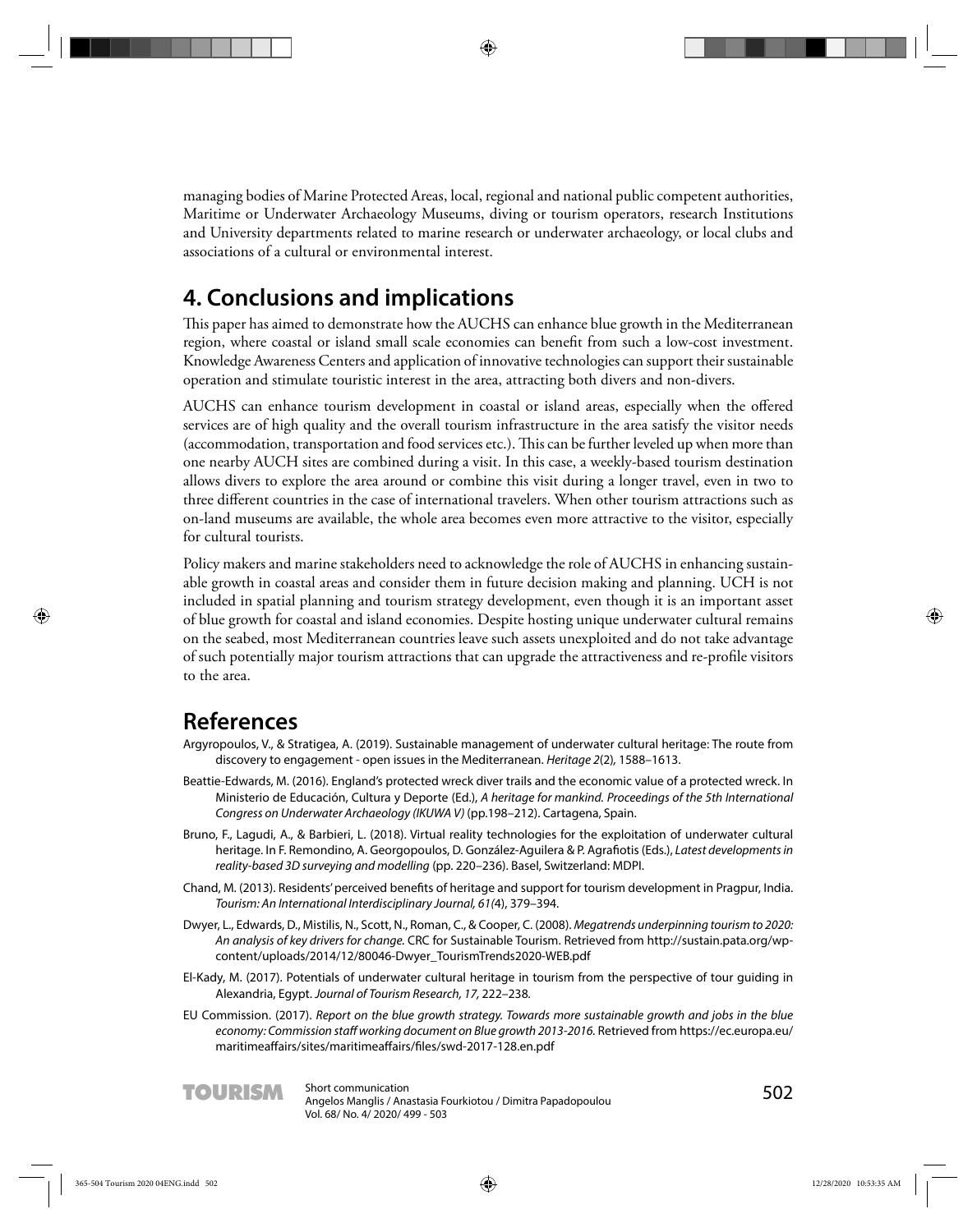managing bodies of Marine Protected Areas, local, regional and national public competent authorities, Maritime or Underwater Archaeology Museums, diving or tourism operators, research Institutions and University departments related to marine research or underwater archaeology, or local clubs and associations of a cultural or environmental interest.

## 4. Conclusions and implications

This paper has aimed to demonstrate how the AUCHS can enhance blue growth in the Mediterranean region, where coastal or island small scale economies can benefit from such a low-cost investment. Knowledge Awareness Centers and application of innovative technologies can support their sustainable operation and stimulate touristic interest in the area, attracting both divers and non-divers.

AUCHS can enhance tourism development in coastal or island areas, especially when the offered services are of high quality and the overall tourism infrastructure in the area satisfy the visitor needs (accommodation, transportation and food services etc.). This can be further leveled up when more than one nearby AUCH sites are combined during a visit. In this case, a weekly-based tourism destination allows divers to explore the area around or combine this visit during a longer travel, even in two to three different countries in the case of international travelers. When other tourism attractions such as on-land museums are available, the whole area becomes even more attractive to the visitor, especially for cultural tourists.

Policy makers and marine stakeholders need to acknowledge the role of AUCHS in enhancing sustainable growth in coastal areas and consider them in future decision making and planning. UCH is not included in spatial planning and tourism strategy development, even though it is an important asset of blue growth for coastal and island economies. Despite hosting unique underwater cultural remains on the seabed, most Mediterranean countries leave such assets unexploited and do not take advantage of such potentially major tourism attractions that can upgrade the attractiveness and re-profile visitors to the area.

## References

Argyropoulos, V., & Stratigea, A. (2019). Sustainable management of underwater cultural heritage: The route from discovery to engagement - open issues in the Mediterranean. *Heritage 2*(2), 1588–1613.

Beattie-Edwards, M. (2016). England's protected wreck diver trails and the economic value of a protected wreck. In Ministerio de Educación, Cultura y Deporte (Ed.), *A heritage for mankind. Proceedings of the 5th International Congress on Underwater Archaeology (IKUWA V)* (pp.198–212). Cartagena, Spain.

Bruno, F., Lagudi, A., & Barbieri, L. (2018). Virtual reality technologies for the exploitation of underwater cultural heritage. In F. Remondino, A. Georgopoulos, D. González-Aguilera & P. Agrafiotis (Eds.), *Latest developments in reality-based 3D surveying and modelling* (pp. 220–236). Basel, Switzerland: MDPI.

Chand, M. (2013). Residents' perceived benefits of heritage and support for tourism development in Pragpur, India. *Tourism: An International Interdisciplinary Journal, 61(*4), 379–394.

Dwyer, L., Edwards, D., Mistilis, N., Scott, N., Roman, C., & Cooper, C. (2008). *Megatrends underpinning tourism to 2020: An analysis of key drivers for change.* CRC for Sustainable Tourism. Retrieved from http://sustain.pata.org/wp-content/uploads/2014/12/80046-Dwyer_TourismTrends2020-WEB.pdf

El-Kady, M. (2017). Potentials of underwater cultural heritage in tourism from the perspective of tour guiding in Alexandria, Egypt. *Journal of Tourism Research, 17,* 222–238.

EU Commission. (2017). *Report on the blue growth strategy. Towards more sustainable growth and jobs in the blue economy: Commission staff working document on Blue growth 2013-2016.* Retrieved from https://ec.europa.eu/maritimeaffairs/sites/maritimeaffairs/files/swd-2017-128.en.pdf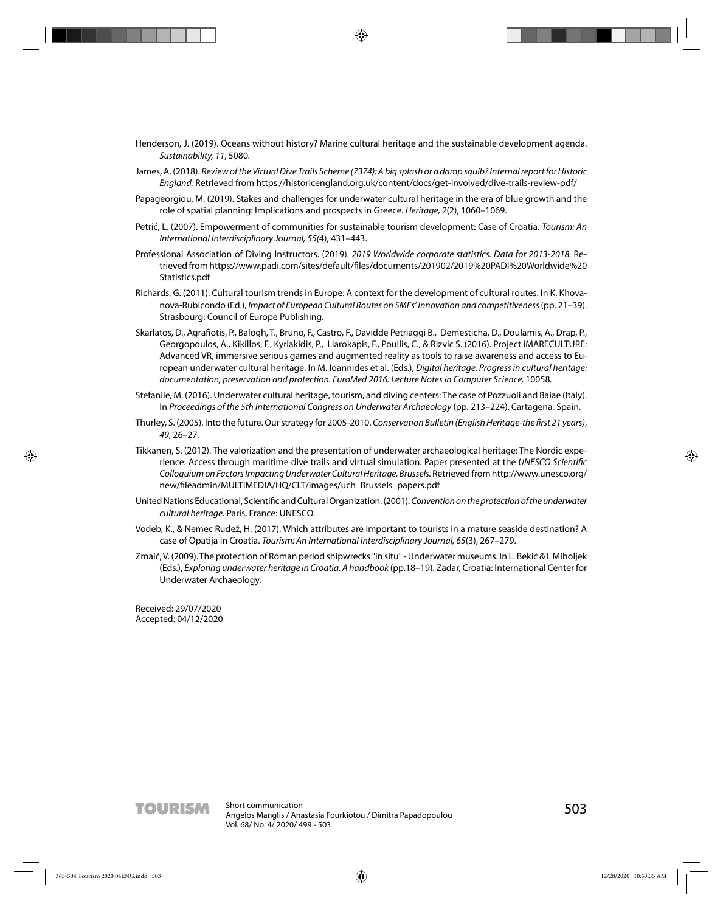Henderson, J. (2019). Oceans without history? Marine cultural heritage and the sustainable development agenda. *Sustainability, 11*, 5080.

James, A. (2018). *Review of the Virtual Dive Trails Scheme (7374): A big splash or a damp squib? Internal report for Historic England.* Retrieved from https://historicengland.org.uk/content/docs/get-involved/dive-trails-review-pdf/

Papageorgiou, M. (2019). Stakes and challenges for underwater cultural heritage in the era of blue growth and the role of spatial planning: Implications and prospects in Greece. *Heritage, 2*(2), 1060–1069.

Petrić, L. (2007). Empowerment of communities for sustainable tourism development: Case of Croatia. *Tourism: An International Interdisciplinary Journal, 55(*4), 431–443.

Professional Association of Diving Instructors. (2019). *2019 Worldwide corporate statistics. Data for 2013-2018.* Retrieved from https://www.padi.com/sites/default/files/documents/201902/2019%20PADI%20Worldwide%20Statistics.pdf

Richards, G. (2011). Cultural tourism trends in Europe: A context for the development of cultural routes. In K. Khovanova-Rubicondo (Ed.), *Impact of European Cultural Routes on SMEs' innovation and competitiveness* (pp. 21–39). Strasbourg: Council of Europe Publishing.

Skarlatos, D., Agrafiotis, P., Balogh, T., Bruno, F., Castro, F., Davidde Petriaggi B., Demesticha, D., Doulamis, A., Drap, P., Georgopoulos, A., Kikillos, F., Kyriakidis, P., Liarokapis, F., Poullis, C., & Rizvic S. (2016). Project iMARECULTURE: Advanced VR, immersive serious games and augmented reality as tools to raise awareness and access to European underwater cultural heritage. In M. Ioannides et al. (Eds.), *Digital heritage. Progress in cultural heritage: documentation, preservation and protection. EuroMed 2016. Lecture Notes in Computer Science,* 10058.

Stefanile, M. (2016). Underwater cultural heritage, tourism, and diving centers: The case of Pozzuoli and Baiae (Italy). In *Proceedings of the 5th International Congress on Underwater Archaeology* (pp. 213–224). Cartagena, Spain.

Thurley, S. (2005). Into the future. Our strategy for 2005-2010. *Conservation Bulletin (English Heritage-the first 21 years)*, *49*, 26–27.

Tikkanen, S. (2012). The valorization and the presentation of underwater archaeological heritage: The Nordic experience: Access through maritime dive trails and virtual simulation. Paper presented at the *UNESCO Scientific Colloquium on Factors Impacting Underwater Cultural Heritage, Brussels.* Retrieved from http://www.unesco.org/new/fileadmin/MULTIMEDIA/HQ/CLT/images/uch_Brussels_papers.pdf

United Nations Educational, Scientific and Cultural Organization. (2001). *Convention on the protection of the underwater cultural heritage*. Paris, France: UNESCO.

Vodeb, K., & Nemec Rudež, H. (2017). Which attributes are important to tourists in a mature seaside destination? A case of Opatija in Croatia. *Tourism: An International Interdisciplinary Journal, 65*(3), 267–279.

Zmaić, V. (2009). The protection of Roman period shipwrecks "in situ" - Underwater museums. In L. Bekić & I. Miholjek (Eds.), *Exploring underwater heritage in Croatia. A handbook* (pp.18–19). Zadar, Croatia: International Center for Underwater Archaeology.

Received: 29/07/2020
Accepted: 04/12/2020